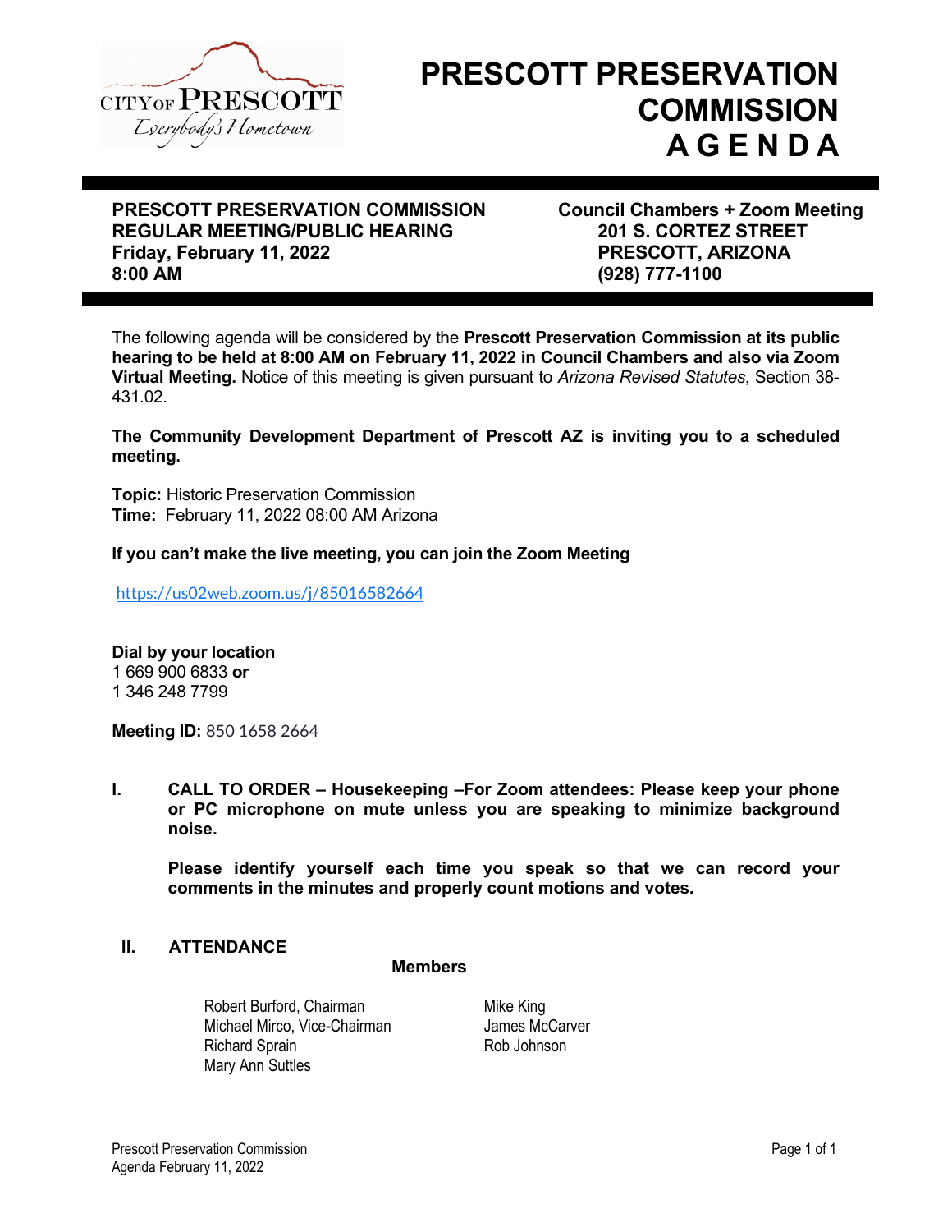# PRESCOTT PRESERVATION COMMISSION A G E N D A

**PRESCOTT PRESERVATION COMMISSION**
**REGULAR MEETING/PUBLIC HEARING**
**Friday, February 11, 2022**
**8:00 AM**

**Council Chambers + Zoom Meeting**
**201 S. CORTEZ STREET**
**PRESCOTT, ARIZONA**
**(928) 777-1100**

The following agenda will be considered by the **Prescott Preservation Commission at its public hearing to be held at 8:00 AM on February 11, 2022 in Council Chambers and also via Zoom Virtual Meeting.** Notice of this meeting is given pursuant to *Arizona Revised Statutes*, Section 38-431.02.

**The Community Development Department of Prescott AZ is inviting you to a scheduled meeting.**

**Topic:** Historic Preservation Commission
**Time:** February 11, 2022 08:00 AM Arizona

**If you can't make the live meeting, you can join the Zoom Meeting**

https://us02web.zoom.us/j/85016582664

**Dial by your location**
1 669 900 6833 **or**
1 346 248 7799

**Meeting ID:** 850 1658 2664

**I. CALL TO ORDER – Housekeeping –For Zoom attendees: Please keep your phone or PC microphone on mute unless you are speaking to minimize background noise.**

**Please identify yourself each time you speak so that we can record your comments in the minutes and properly count motions and votes.**

**II. ATTENDANCE**

**Members**

Robert Burford, Chairman
Michael Mirco, Vice-Chairman
Richard Sprain
Mary Ann Suttles
Mike King
James McCarver
Rob Johnson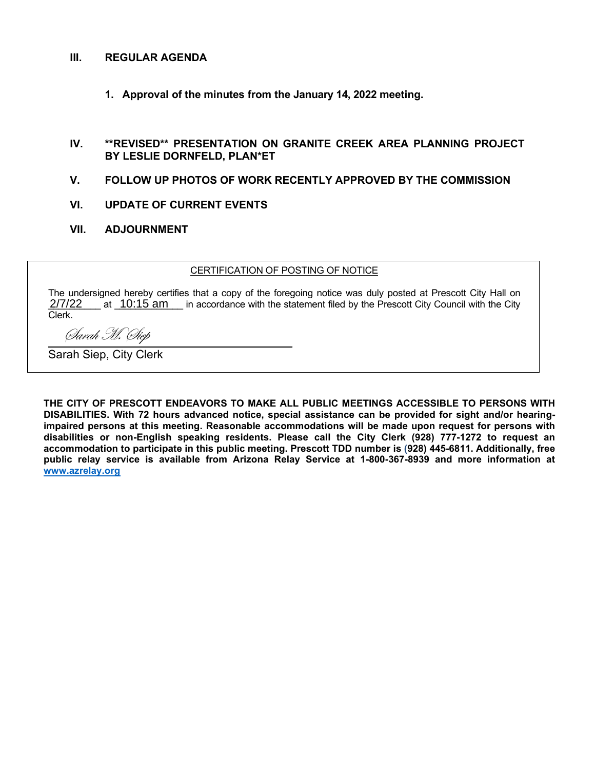## III. REGULAR AGENDA

**1. Approval of the minutes from the January 14, 2022 meeting.**

## IV. **REVISED** PRESENTATION ON GRANITE CREEK AREA PLANNING PROJECT BY LESLIE DORNFELD, PLAN*ET

## V. FOLLOW UP PHOTOS OF WORK RECENTLY APPROVED BY THE COMMISSION

## VI. UPDATE OF CURRENT EVENTS

## VII. ADJOURNMENT

---

CERTIFICATION OF POSTING OF NOTICE

The undersigned hereby certifies that a copy of the foregoing notice was duly posted at Prescott City Hall on 2/7/22 at 10:15 am in accordance with the statement filed by the Prescott City Council with the City Clerk.

*Sarah M. Siep*

Sarah Siep, City Clerk

---

**THE CITY OF PRESCOTT ENDEAVORS TO MAKE ALL PUBLIC MEETINGS ACCESSIBLE TO PERSONS WITH DISABILITIES. With 72 hours advanced notice, special assistance can be provided for sight and/or hearing-impaired persons at this meeting. Reasonable accommodations will be made upon request for persons with disabilities or non-English speaking residents. Please call the City Clerk (928) 777-1272 to request an accommodation to participate in this public meeting. Prescott TDD number is (928) 445-6811. Additionally, free public relay service is available from Arizona Relay Service at 1-800-367-8939 and more information at [www.azrelay.org](http://www.azrelay.org)**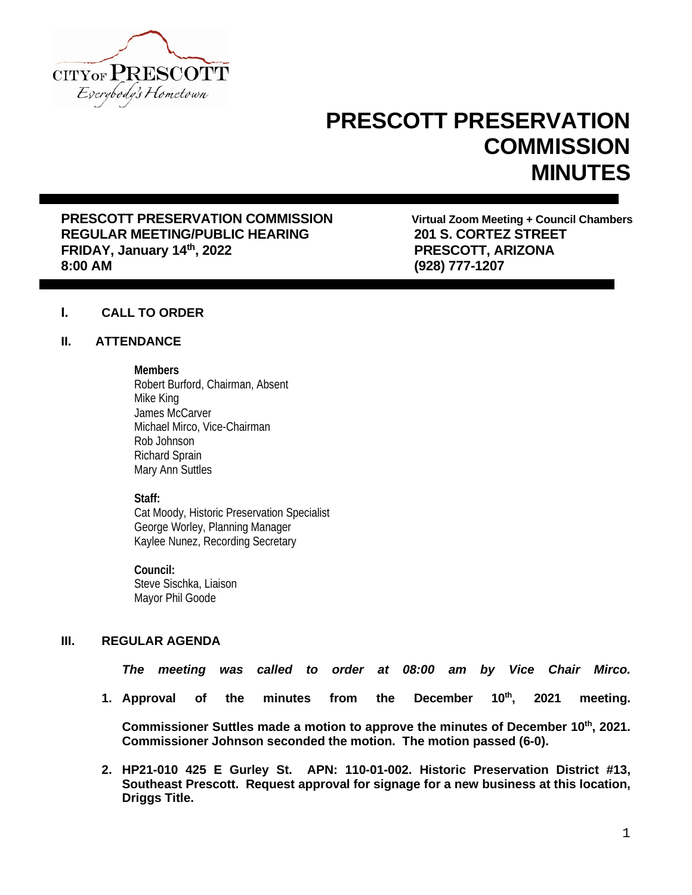CITY OF PRESCOTT
Everybody's Hometown

# PRESCOTT PRESERVATION COMMISSION MINUTES

**PRESCOTT PRESERVATION COMMISSION**
**REGULAR MEETING/PUBLIC HEARING**
**FRIDAY, January 14th, 2022**
**8:00 AM**

**Virtual Zoom Meeting + Council Chambers**
**201 S. CORTEZ STREET**
**PRESCOTT, ARIZONA**
**(928) 777-1207**

## I. CALL TO ORDER

## II. ATTENDANCE

**Members**
Robert Burford, Chairman, Absent
Mike King
James McCarver
Michael Mirco, Vice-Chairman
Rob Johnson
Richard Sprain
Mary Ann Suttles

**Staff:**
Cat Moody, Historic Preservation Specialist
George Worley, Planning Manager
Kaylee Nunez, Recording Secretary

**Council:**
Steve Sischka, Liaison
Mayor Phil Goode

## III. REGULAR AGENDA

***The meeting was called to order at 08:00 am by Vice Chair Mirco.***

1. **Approval of the minutes from the December 10th, 2021 meeting.**

   **Commissioner Suttles made a motion to approve the minutes of December 10th, 2021. Commissioner Johnson seconded the motion. The motion passed (6-0).**

2. **HP21-010 425 E Gurley St. APN: 110-01-002. Historic Preservation District #13, Southeast Prescott. Request approval for signage for a new business at this location, Driggs Title.**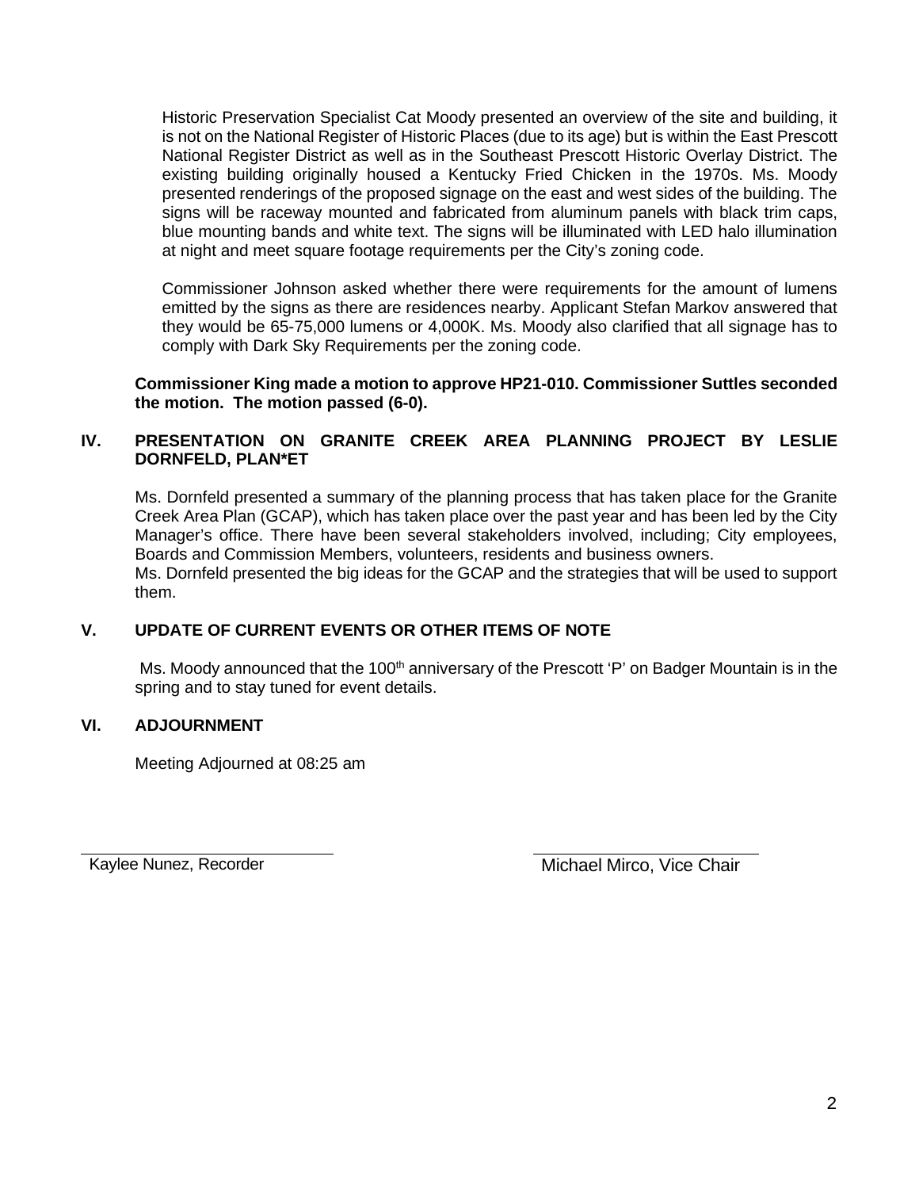Historic Preservation Specialist Cat Moody presented an overview of the site and building, it is not on the National Register of Historic Places (due to its age) but is within the East Prescott National Register District as well as in the Southeast Prescott Historic Overlay District. The existing building originally housed a Kentucky Fried Chicken in the 1970s. Ms. Moody presented renderings of the proposed signage on the east and west sides of the building. The signs will be raceway mounted and fabricated from aluminum panels with black trim caps, blue mounting bands and white text. The signs will be illuminated with LED halo illumination at night and meet square footage requirements per the City's zoning code.

Commissioner Johnson asked whether there were requirements for the amount of lumens emitted by the signs as there are residences nearby. Applicant Stefan Markov answered that they would be 65-75,000 lumens or 4,000K. Ms. Moody also clarified that all signage has to comply with Dark Sky Requirements per the zoning code.

**Commissioner King made a motion to approve HP21-010. Commissioner Suttles seconded the motion. The motion passed (6-0).**

## IV. PRESENTATION ON GRANITE CREEK AREA PLANNING PROJECT BY LESLIE DORNFELD, PLAN*ET

Ms. Dornfeld presented a summary of the planning process that has taken place for the Granite Creek Area Plan (GCAP), which has taken place over the past year and has been led by the City Manager's office. There have been several stakeholders involved, including; City employees, Boards and Commission Members, volunteers, residents and business owners.
Ms. Dornfeld presented the big ideas for the GCAP and the strategies that will be used to support them.

## V. UPDATE OF CURRENT EVENTS OR OTHER ITEMS OF NOTE

Ms. Moody announced that the 100th anniversary of the Prescott 'P' on Badger Mountain is in the spring and to stay tuned for event details.

## VI. ADJOURNMENT

Meeting Adjourned at 08:25 am

Kaylee Nunez, Recorder

Michael Mirco, Vice Chair